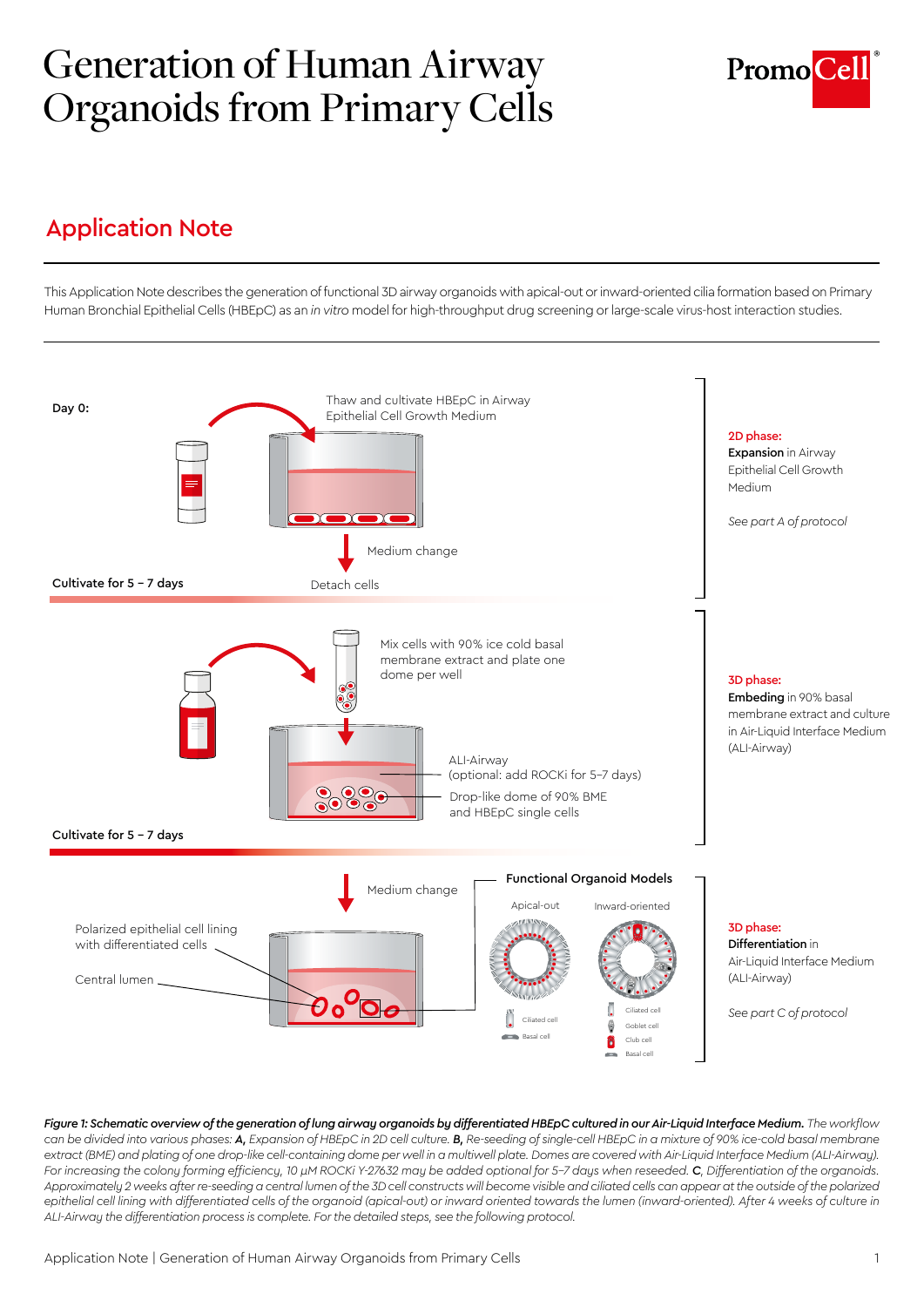# Generation of Human Airway Organoids from Primary Cells

## Application Note

This Application Note describes the generation of functional 3D airway organoids with apical-out or inward-oriented cilia formation based on Primary Human Bronchial Epithelial Cells (HBEpC) as an *in vitro* model for high-throughput drug screening or large-scale virus-host interaction studies.

Day 0:

Thaw and cultivate HBEpC in Airway Epithelial Cell Growth Medium

Medium change

Detach cells

Cultivate for 5 – 7 days

**2D phase:**
**Expansion** in Airway Epithelial Cell Growth Medium

*See part A of protocol*

Mix cells with 90% ice cold basal membrane extract and plate one dome per well

ALI-Airway (optional: add ROCKi for 5–7 days)

Drop-like dome of 90% BME and HBEpC single cells

Cultivate for 5 – 7 days

**3D phase:**
**Embeding** in 90% basal membrane extract and culture in Air-Liquid Interface Medium (ALI-Airway)

Medium change

Polarized epithelial cell lining with differentiated cells

Central lumen

**Functional Organoid Models**

Apical-out: Ciliated cell, Basal cell

Inward-oriented: Ciliated cell, Goblet cell, Club cell, Basal cell

**3D phase:**
**Differentiation** in Air-Liquid Interface Medium (ALI-Airway)

*See part C of protocol*

***Figure 1: Schematic overview of the generation of lung airway organoids by differentiated HBEpC cultured in our Air-Liquid Interface Medium.*** *The workflow can be divided into various phases:* ***A,*** *Expansion of HBEpC in 2D cell culture.* ***B,*** *Re-seeding of single-cell HBEpC in a mixture of 90% ice-cold basal membrane extract (BME) and plating of one drop-like cell-containing dome per well in a multiwell plate. Domes are covered with Air-Liquid Interface Medium (ALI-Airway). For increasing the colony forming efficiency, 10 µM ROCKi Y-27632 may be added optional for 5–7 days when reseeded.* ***C,*** *Differentiation of the organoids. Approximately 2 weeks after re-seeding a central lumen of the 3D cell constructs will become visible and ciliated cells can appear at the outside of the polarized epithelial cell lining with differentiated cells of the organoid (apical-out) or inward oriented towards the lumen (inward-oriented). After 4 weeks of culture in ALI-Airway the differentiation process is complete. For the detailed steps, see the following protocol.*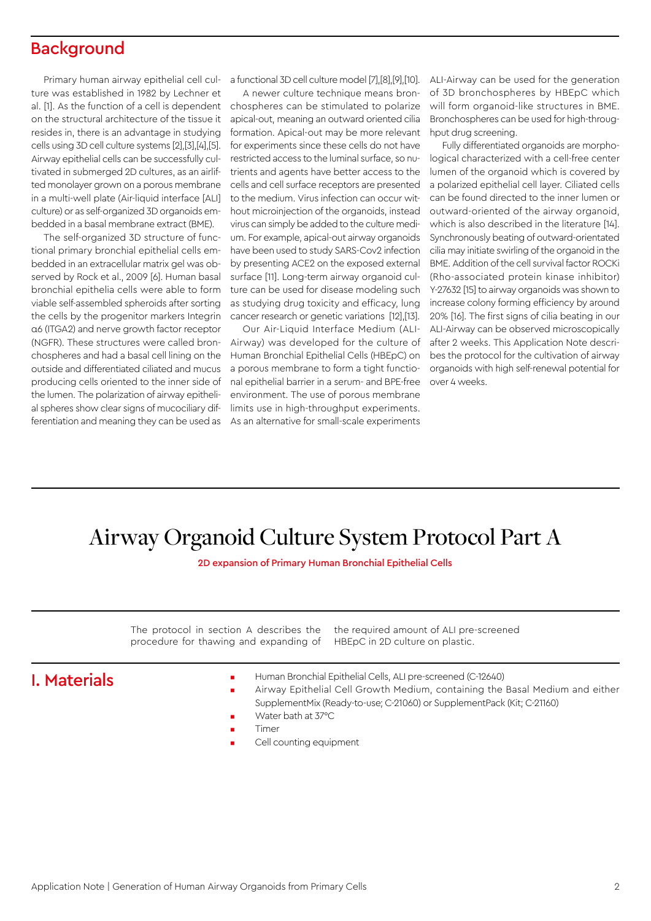## Background

Primary human airway epithelial cell culture was established in 1982 by Lechner et al. [1]. As the function of a cell is dependent on the structural architecture of the tissue it resides in, there is an advantage in studying cells using 3D cell culture systems [2],[3],[4],[5]. Airway epithelial cells can be successfully cultivated in submerged 2D cultures, as an airlifted monolayer grown on a porous membrane in a multi-well plate (Air-liquid interface [ALI] culture) or as self-organized 3D organoids embedded in a basal membrane extract (BME).

The self-organized 3D structure of functional primary bronchial epithelial cells embedded in an extracellular matrix gel was observed by Rock et al., 2009 [6]. Human basal bronchial epithelia cells were able to form viable self-assembled spheroids after sorting the cells by the progenitor markers Integrin α6 (ITGA2) and nerve growth factor receptor (NGFR). These structures were called bronchospheres and had a basal cell lining on the outside and differentiated ciliated and mucus producing cells oriented to the inner side of the lumen. The polarization of airway epithelial spheres show clear signs of mucociliary differentiation and meaning they can be used as a functional 3D cell culture model [7],[8],[9],[10].

A newer culture technique means bronchospheres can be stimulated to polarize apical-out, meaning an outward oriented cilia formation. Apical-out may be more relevant for experiments since these cells do not have restricted access to the luminal surface, so nutrients and agents have better access to the cells and cell surface receptors are presented to the medium. Virus infection can occur without microinjection of the organoids, instead virus can simply be added to the culture medium. For example, apical-out airway organoids have been used to study SARS-Cov2 infection by presenting ACE2 on the exposed external surface [11]. Long-term airway organoid culture can be used for disease modeling such as studying drug toxicity and efficacy, lung cancer research or genetic variations [12],[13].

Our Air-Liquid Interface Medium (ALI-Airway) was developed for the culture of Human Bronchial Epithelial Cells (HBEpC) on a porous membrane to form a tight functional epithelial barrier in a serum- and BPE-free environment. The use of porous membrane limits use in high-throughput experiments. As an alternative for small-scale experiments ALI-Airway can be used for the generation of 3D bronchospheres by HBEpC which will form organoid-like structures in BME. Bronchospheres can be used for high-throughput drug screening.

Fully differentiated organoids are morphological characterized with a cell-free center lumen of the organoid which is covered by a polarized epithelial cell layer. Ciliated cells can be found directed to the inner lumen or outward-oriented of the airway organoid, which is also described in the literature [14]. Synchronously beating of outward-orientated cilia may initiate swirling of the organoid in the BME. Addition of the cell survival factor ROCKi (Rho-associated protein kinase inhibitor) Y-27632 [15] to airway organoids was shown to increase colony forming efficiency by around 20% [16]. The first signs of cilia beating in our ALI-Airway can be observed microscopically after 2 weeks. This Application Note describes the protocol for the cultivation of airway organoids with high self-renewal potential for over 4 weeks.

# Airway Organoid Culture System Protocol Part A

**2D expansion of Primary Human Bronchial Epithelial Cells**

The protocol in section A describes the procedure for thawing and expanding of the required amount of ALI pre-screened HBEpC in 2D culture on plastic.

## I. Materials

- Human Bronchial Epithelial Cells, ALI pre-screened (C-12640)
- Airway Epithelial Cell Growth Medium, containing the Basal Medium and either SupplementMix (Ready-to-use; C-21060) or SupplementPack (Kit; C-21160)
- Water bath at 37°C
- Timer
- Cell counting equipment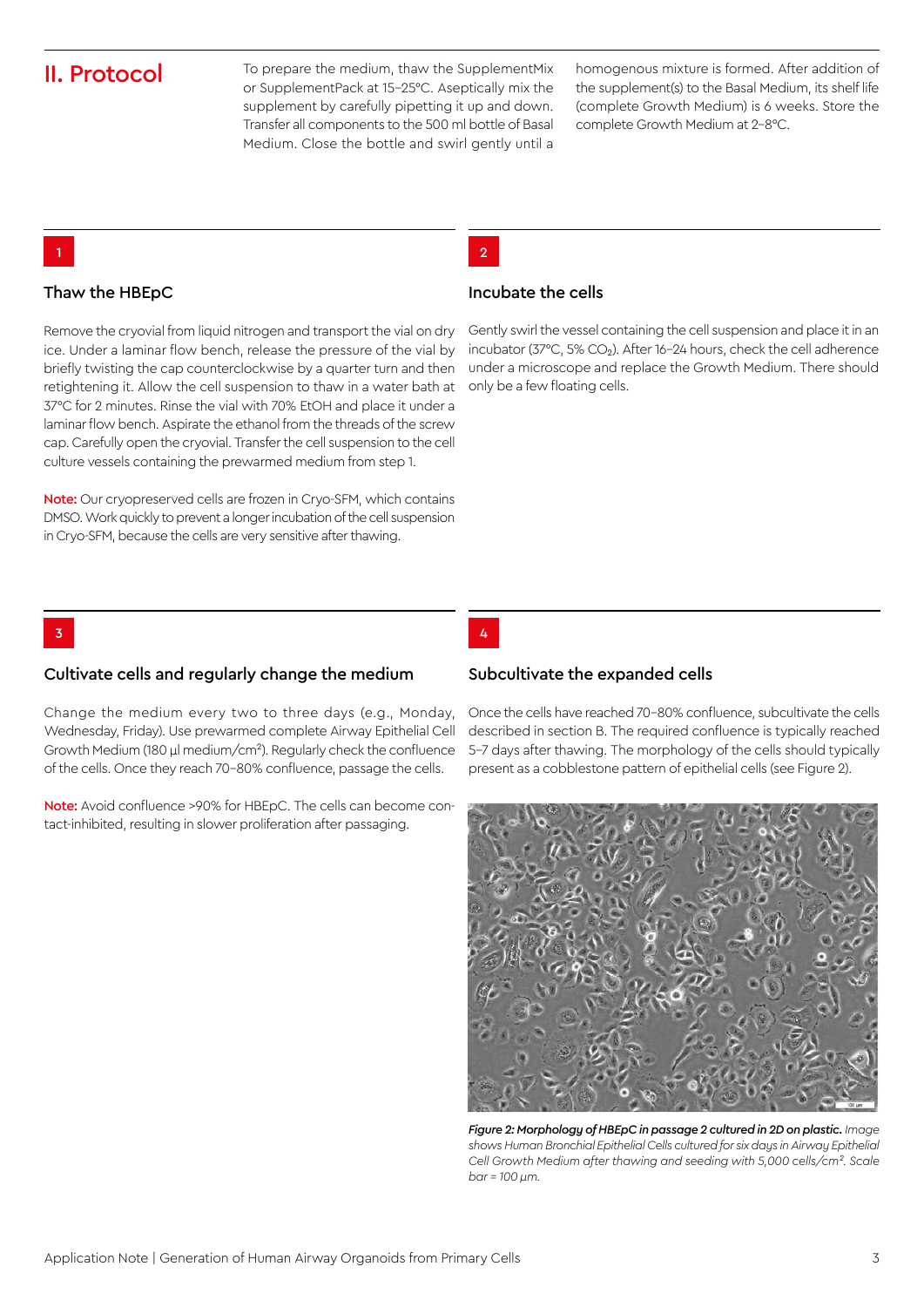## II. Protocol

To prepare the medium, thaw the SupplementMix or SupplementPack at 15–25°C. Aseptically mix the supplement by carefully pipetting it up and down. Transfer all components to the 500 ml bottle of Basal Medium. Close the bottle and swirl gently until a homogenous mixture is formed. After addition of the supplement(s) to the Basal Medium, its shelf life (complete Growth Medium) is 6 weeks. Store the complete Growth Medium at 2–8°C.

### 1

### Thaw the HBEpC

Remove the cryovial from liquid nitrogen and transport the vial on dry ice. Under a laminar flow bench, release the pressure of the vial by briefly twisting the cap counterclockwise by a quarter turn and then retightening it. Allow the cell suspension to thaw in a water bath at 37°C for 2 minutes. Rinse the vial with 70% EtOH and place it under a laminar flow bench. Aspirate the ethanol from the threads of the screw cap. Carefully open the cryovial. Transfer the cell suspension to the cell culture vessels containing the prewarmed medium from step 1.

**Note:** Our cryopreserved cells are frozen in Cryo-SFM, which contains DMSO. Work quickly to prevent a longer incubation of the cell suspension in Cryo-SFM, because the cells are very sensitive after thawing.

### 2

### Incubate the cells

Gently swirl the vessel containing the cell suspension and place it in an incubator (37°C, 5% $CO_2$). After 16–24 hours, check the cell adherence under a microscope and replace the Growth Medium. There should only be a few floating cells.

### 3

### Cultivate cells and regularly change the medium

Change the medium every two to three days (e.g., Monday, Wednesday, Friday). Use prewarmed complete Airway Epithelial Cell Growth Medium (180 µl medium/cm²). Regularly check the confluence of the cells. Once they reach 70–80% confluence, passage the cells.

**Note:** Avoid confluence >90% for HBEpC. The cells can become contact-inhibited, resulting in slower proliferation after passaging.

### 4

### Subcultivate the expanded cells

Once the cells have reached 70–80% confluence, subcultivate the cells described in section B. The required confluence is typically reached 5–7 days after thawing. The morphology of the cells should typically present as a cobblestone pattern of epithelial cells (see Figure 2).

***Figure 2: Morphology of HBEpC in passage 2 cultured in 2D on plastic.*** *Image shows Human Bronchial Epithelial Cells cultured for six days in Airway Epithelial Cell Growth Medium after thawing and seeding with 5,000 cells/cm². Scale bar = 100 µm.*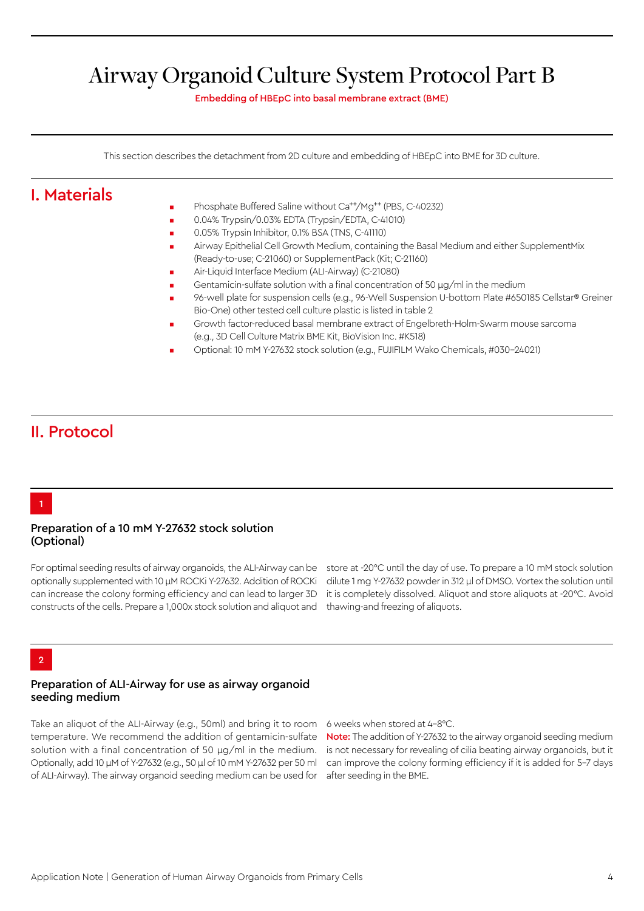# Airway Organoid Culture System Protocol Part B

**Embedding of HBEpC into basal membrane extract (BME)**

This section describes the detachment from 2D culture and embedding of HBEpC into BME for 3D culture.

## I. Materials

- Phosphate Buffered Saline without $Ca^{++}/Mg^{++}$ (PBS, C-40232)
- 0.04% Trypsin/0.03% EDTA (Trypsin/EDTA, C-41010)
- 0.05% Trypsin Inhibitor, 0.1% BSA (TNS, C-41110)
- Airway Epithelial Cell Growth Medium, containing the Basal Medium and either SupplementMix (Ready-to-use; C-21060) or SupplementPack (Kit; C-21160)
- Air-Liquid Interface Medium (ALI-Airway) (C-21080)
- Gentamicin-sulfate solution with a final concentration of 50 µg/ml in the medium
- 96-well plate for suspension cells (e.g., 96-Well Suspension U-bottom Plate #650185 Cellstar® Greiner Bio-One) other tested cell culture plastic is listed in table 2
- Growth factor-reduced basal membrane extract of Engelbreth-Holm-Swarm mouse sarcoma (e.g., 3D Cell Culture Matrix BME Kit, BioVision Inc. #K518)
- Optional: 10 mM Y-27632 stock solution (e.g., FUJIFILM Wako Chemicals, #030–24021)

## II. Protocol

### 1

### Preparation of a 10 mM Y-27632 stock solution (Optional)

For optimal seeding results of airway organoids, the ALI-Airway can be optionally supplemented with 10 µM ROCKi Y-27632. Addition of ROCKi can increase the colony forming efficiency and can lead to larger 3D constructs of the cells. Prepare a 1,000x stock solution and aliquot and store at -20°C until the day of use. To prepare a 10 mM stock solution dilute 1 mg Y-27632 powder in 312 µl of DMSO. Vortex the solution until it is completely dissolved. Aliquot and store aliquots at -20°C. Avoid thawing-and freezing of aliquots.

### 2

### Preparation of ALI-Airway for use as airway organoid seeding medium

Take an aliquot of the ALI-Airway (e.g., 50ml) and bring it to room temperature. We recommend the addition of gentamicin-sulfate solution with a final concentration of 50 µg/ml in the medium. Optionally, add 10 µM of Y-27632 (e.g., 50 µl of 10 mM Y-27632 per 50 ml of ALI-Airway). The airway organoid seeding medium can be used for 6 weeks when stored at 4–8°C.

**Note:** The addition of Y-27632 to the airway organoid seeding medium is not necessary for revealing of cilia beating airway organoids, but it can improve the colony forming efficiency if it is added for 5–7 days after seeding in the BME.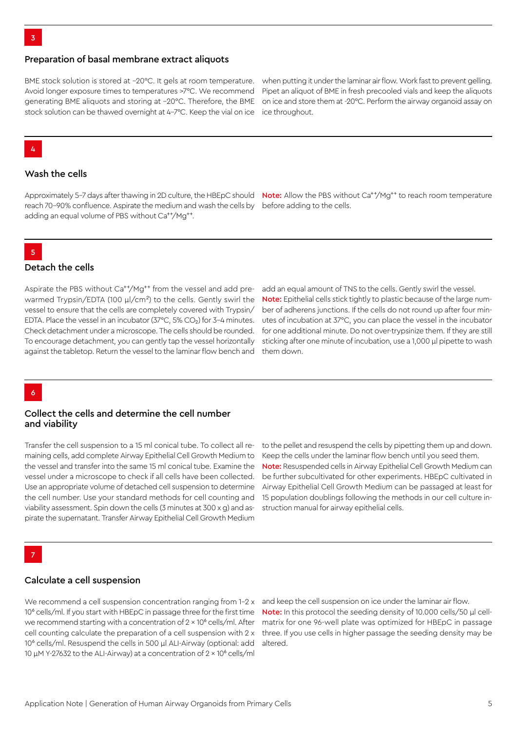3

## Preparation of basal membrane extract aliquots

BME stock solution is stored at −20°C. It gels at room temperature. Avoid longer exposure times to temperatures >7°C. We recommend generating BME aliquots and storing at −20°C. Therefore, the BME stock solution can be thawed overnight at 4–7°C. Keep the vial on ice when putting it under the laminar air flow. Work fast to prevent gelling. Pipet an aliquot of BME in fresh precooled vials and keep the aliquots on ice and store them at -20°C. Perform the airway organoid assay on ice throughout.

4

## Wash the cells

Approximately 5–7 days after thawing in 2D culture, the HBEpC should reach 70–90% confluence. Aspirate the medium and wash the cells by adding an equal volume of PBS without $Ca^{++}/Mg^{++}$.

**Note:** Allow the PBS without $Ca^{++}/Mg^{++}$ to reach room temperature before adding to the cells.

5

## Detach the cells

Aspirate the PBS without $Ca^{++}/Mg^{++}$ from the vessel and add prewarmed Trypsin/EDTA (100 µl/cm²) to the cells. Gently swirl the vessel to ensure that the cells are completely covered with Trypsin/EDTA. Place the vessel in an incubator (37°C, 5% $CO_2$) for 3–4 minutes. Check detachment under a microscope. The cells should be rounded. To encourage detachment, you can gently tap the vessel horizontally against the tabletop. Return the vessel to the laminar flow bench and add an equal amount of TNS to the cells. Gently swirl the vessel.

**Note:** Epithelial cells stick tightly to plastic because of the large number of adherens junctions. If the cells do not round up after four minutes of incubation at 37°C, you can place the vessel in the incubator for one additional minute. Do not over-trypsinize them. If they are still sticking after one minute of incubation, use a 1,000 µl pipette to wash them down.

6

## Collect the cells and determine the cell number and viability

Transfer the cell suspension to a 15 ml conical tube. To collect all remaining cells, add complete Airway Epithelial Cell Growth Medium to the vessel and transfer into the same 15 ml conical tube. Examine the vessel under a microscope to check if all cells have been collected. Use an appropriate volume of detached cell suspension to determine the cell number. Use your standard methods for cell counting and viability assessment. Spin down the cells (3 minutes at 300 x g) and aspirate the supernatant. Transfer Airway Epithelial Cell Growth Medium to the pellet and resuspend the cells by pipetting them up and down. Keep the cells under the laminar flow bench until you seed them.

**Note:** Resuspended cells in Airway Epithelial Cell Growth Medium can be further subcultivated for other experiments. HBEpC cultivated in Airway Epithelial Cell Growth Medium can be passaged at least for 15 population doublings following the methods in our cell culture instruction manual for airway epithelial cells.

7

## Calculate a cell suspension

We recommend a cell suspension concentration ranging from 1–2 x $10^6$ cells/ml. If you start with HBEpC in passage three for the first time we recommend starting with a concentration of $2 \times 10^6$ cells/ml. After cell counting calculate the preparation of a cell suspension with 2 x $10^6$ cells/ml. Resuspend the cells in 500 µl ALI-Airway (optional: add 10 µM Y-27632 to the ALI-Airway) at a concentration of $2 \times 10^6$ cells/ml and keep the cell suspension on ice under the laminar air flow.

**Note:** In this protocol the seeding density of 10.000 cells/50 µl cell-matrix for one 96-well plate was optimized for HBEpC in passage three. If you use cells in higher passage the seeding density may be altered.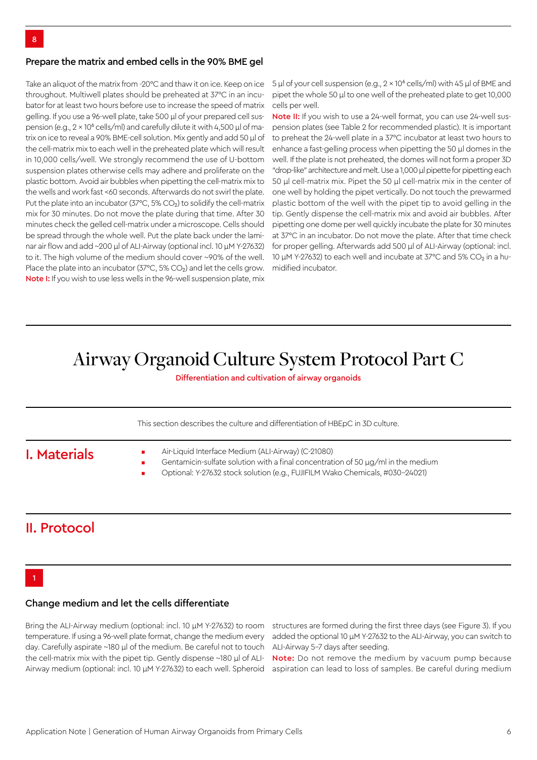8

### Prepare the matrix and embed cells in the 90% BME gel

Take an aliquot of the matrix from -20°C and thaw it on ice. Keep on ice throughout. Multiwell plates should be preheated at 37°C in an incubator for at least two hours before use to increase the speed of matrix gelling. If you use a 96-well plate, take 500 µl of your prepared cell suspension (e.g., $2 \times 10^6$ cells/ml) and carefully dilute it with 4,500 µl of matrix on ice to reveal a 90% BME-cell solution. Mix gently and add 50 µl of the cell-matrix mix to each well in the preheated plate which will result in 10,000 cells/well. We strongly recommend the use of U-bottom suspension plates otherwise cells may adhere and proliferate on the plastic bottom. Avoid air bubbles when pipetting the cell-matrix mix to the wells and work fast <60 seconds. Afterwards do not swirl the plate. Put the plate into an incubator (37°C, 5% $CO_2$) to solidify the cell-matrix mix for 30 minutes. Do not move the plate during that time. After 30 minutes check the gelled cell-matrix under a microscope. Cells should be spread through the whole well. Put the plate back under the laminar air flow and add ~200 µl of ALI-Airway (optional incl. 10 µM Y-27632) to it. The high volume of the medium should cover ~90% of the well. Place the plate into an incubator (37°C, 5% $CO_2$) and let the cells grow.

**Note I:** If you wish to use less wells in the 96-well suspension plate, mix 5 µl of your cell suspension (e.g., $2 \times 10^6$ cells/ml) with 45 µl of BME and pipet the whole 50 µl to one well of the preheated plate to get 10,000 cells per well.

**Note II:** If you wish to use a 24-well format, you can use 24-well suspension plates (see Table 2 for recommended plastic). It is important to preheat the 24-well plate in a 37°C incubator at least two hours to enhance a fast-gelling process when pipetting the 50 µl domes in the well. If the plate is not preheated, the domes will not form a proper 3D "drop-like" architecture and melt. Use a 1,000 µl pipette for pipetting each 50 µl cell-matrix mix. Pipet the 50 µl cell-matrix mix in the center of one well by holding the pipet vertically. Do not touch the prewarmed plastic bottom of the well with the pipet tip to avoid gelling in the tip. Gently dispense the cell-matrix mix and avoid air bubbles. After pipetting one dome per well quickly incubate the plate for 30 minutes at 37°C in an incubator. Do not move the plate. After that time check for proper gelling. Afterwards add 500 µl of ALI-Airway (optional: incl. 10 µM Y-27632) to each well and incubate at 37°C and 5% $CO_2$ in a humidified incubator.

# Airway Organoid Culture System Protocol Part C

**Differentiation and cultivation of airway organoids**

This section describes the culture and differentiation of HBEpC in 3D culture.

## I. Materials

- Air-Liquid Interface Medium (ALI-Airway) (C-21080)
- Gentamicin-sulfate solution with a final concentration of 50 µg/ml in the medium
- Optional: Y-27632 stock solution (e.g., FUJIFILM Wako Chemicals, #030–24021)

## II. Protocol

1

### Change medium and let the cells differentiate

Bring the ALI-Airway medium (optional: incl. 10 µM Y-27632) to room temperature. If using a 96-well plate format, change the medium every day. Carefully aspirate ~180 µl of the medium. Be careful not to touch the cell-matrix mix with the pipet tip. Gently dispense ~180 µl of ALI-Airway medium (optional: incl. 10 µM Y-27632) to each well. Spheroid structures are formed during the first three days (see Figure 3). If you added the optional 10 µM Y-27632 to the ALI-Airway, you can switch to ALI-Airway 5–7 days after seeding.

**Note:** Do not remove the medium by vacuum pump because aspiration can lead to loss of samples. Be careful during medium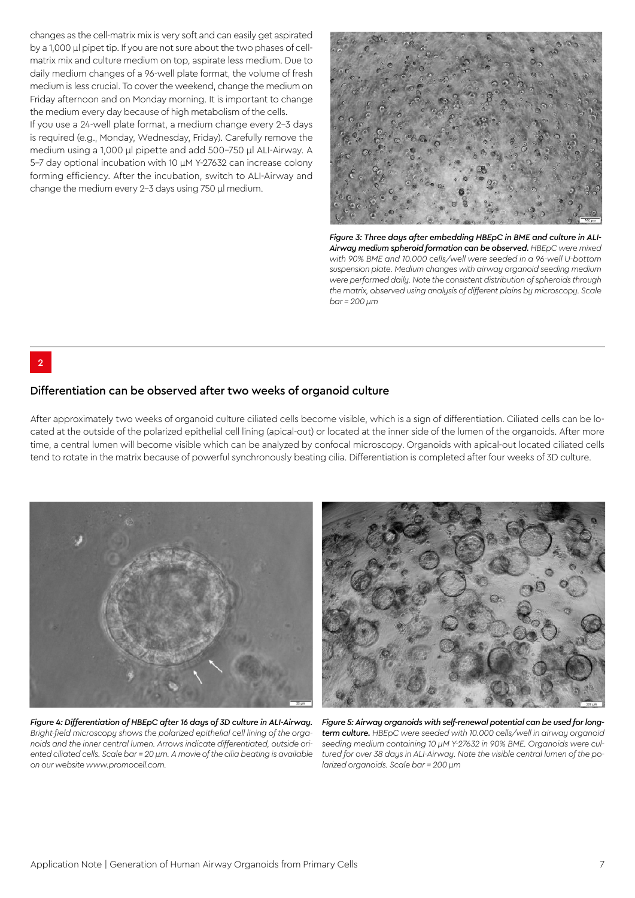changes as the cell-matrix mix is very soft and can easily get aspirated by a 1,000 µl pipet tip. If you are not sure about the two phases of cell-matrix mix and culture medium on top, aspirate less medium. Due to daily medium changes of a 96-well plate format, the volume of fresh medium is less crucial. To cover the weekend, change the medium on Friday afternoon and on Monday morning. It is important to change the medium every day because of high metabolism of the cells.

If you use a 24-well plate format, a medium change every 2–3 days is required (e.g., Monday, Wednesday, Friday). Carefully remove the medium using a 1,000 µl pipette and add 500–750 µl ALI-Airway. A 5–7 day optional incubation with 10 µM Y-27632 can increase colony forming efficiency. After the incubation, switch to ALI-Airway and change the medium every 2–3 days using 750 µl medium.

***Figure 3: Three days after embedding HBEpC in BME and culture in ALI-Airway medium spheroid formation can be observed.*** *HBEpC were mixed with 90% BME and 10.000 cells/well were seeded in a 96-well U-bottom suspension plate. Medium changes with airway organoid seeding medium were performed daily. Note the consistent distribution of spheroids through the matrix, observed using analysis of different plains by microscopy. Scale bar = 200 µm*

2

## Differentiation can be observed after two weeks of organoid culture

After approximately two weeks of organoid culture ciliated cells become visible, which is a sign of differentiation. Ciliated cells can be located at the outside of the polarized epithelial cell lining (apical-out) or located at the inner side of the lumen of the organoids. After more time, a central lumen will become visible which can be analyzed by confocal microscopy. Organoids with apical-out located ciliated cells tend to rotate in the matrix because of powerful synchronously beating cilia. Differentiation is completed after four weeks of 3D culture.

***Figure 4: Differentiation of HBEpC after 16 days of 3D culture in ALI-Airway.*** *Bright-field microscopy shows the polarized epithelial cell lining of the organoids and the inner central lumen. Arrows indicate differentiated, outside oriented ciliated cells. Scale bar = 20 µm. A movie of the cilia beating is available on our website www.promocell.com.*

***Figure 5: Airway organoids with self-renewal potential can be used for long-term culture.*** *HBEpC were seeded with 10.000 cells/well in airway organoid seeding medium containing 10 µM Y-27632 in 90% BME. Organoids were cultured for over 38 days in ALI-Airway. Note the visible central lumen of the polarized organoids. Scale bar = 200 µm*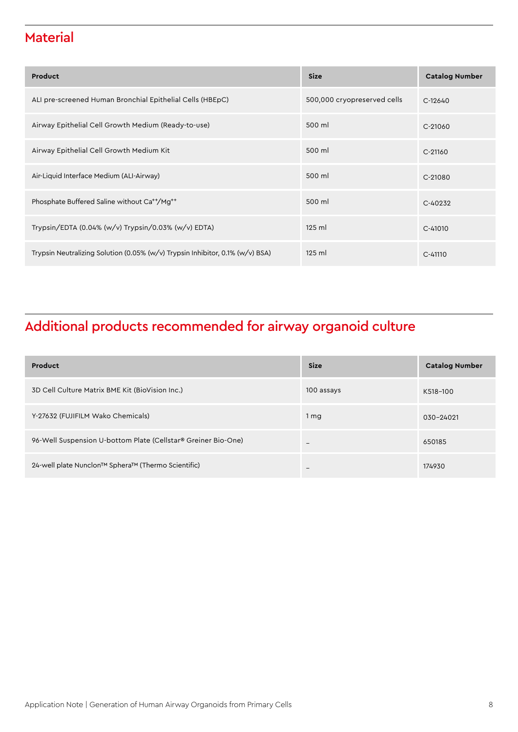## Material

| Product | Size | Catalog Number |
|---|---|---|
| ALI pre-screened Human Bronchial Epithelial Cells (HBEpC) | 500,000 cryopreserved cells | C-12640 |
| Airway Epithelial Cell Growth Medium (Ready-to-use) | 500 ml | C-21060 |
| Airway Epithelial Cell Growth Medium Kit | 500 ml | C-21160 |
| Air-Liquid Interface Medium (ALI-Airway) | 500 ml | C-21080 |
| Phosphate Buffered Saline without $Ca^{++}$/$Mg^{++}$ | 500 ml | C-40232 |
| Trypsin/EDTA (0.04% (w/v) Trypsin/0.03% (w/v) EDTA) | 125 ml | C-41010 |
| Trypsin Neutralizing Solution (0.05% (w/v) Trypsin Inhibitor, 0.1% (w/v) BSA) | 125 ml | C-41110 |

## Additional products recommended for airway organoid culture

| Product | Size | Catalog Number |
|---|---|---|
| 3D Cell Culture Matrix BME Kit (BioVision Inc.) | 100 assays | K518–100 |
| Y-27632 (FUJIFILM Wako Chemicals) | 1 mg | 030–24021 |
| 96-Well Suspension U-bottom Plate (Cellstar® Greiner Bio-One) | – | 650185 |
| 24-well plate Nunclon™ Sphera™ (Thermo Scientific) | – | 174930 |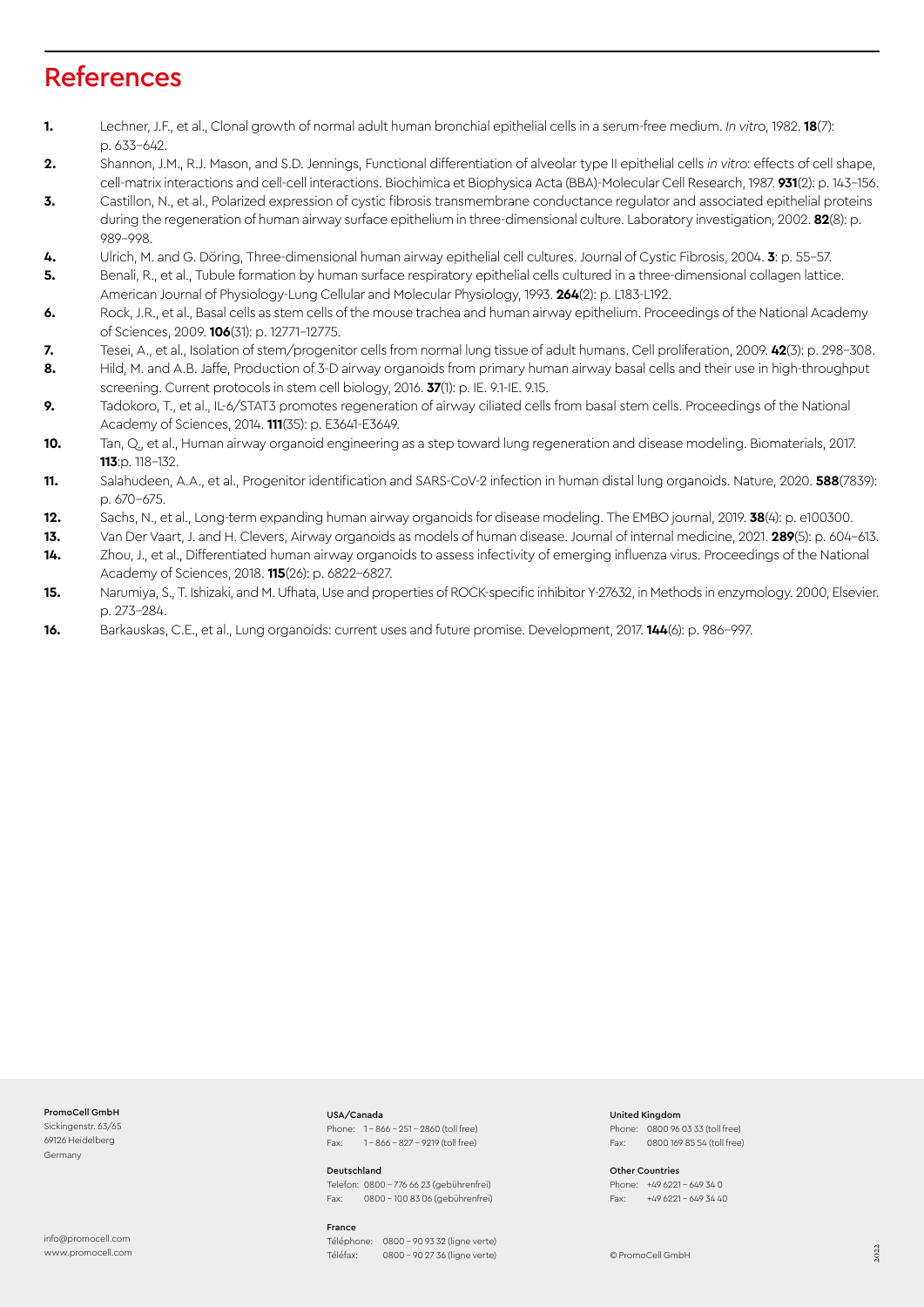# References

1. Lechner, J.F., et al., Clonal growth of normal adult human bronchial epithelial cells in a serum-free medium. *In vitro*, 1982. **18**(7): p. 633–642.
2. Shannon, J.M., R.J. Mason, and S.D. Jennings, Functional differentiation of alveolar type II epithelial cells *in vitro*: effects of cell shape, cell-matrix interactions and cell-cell interactions. Biochimica et Biophysica Acta (BBA)-Molecular Cell Research, 1987. **931**(2): p. 143–156.
3. Castillon, N., et al., Polarized expression of cystic fibrosis transmembrane conductance regulator and associated epithelial proteins during the regeneration of human airway surface epithelium in three-dimensional culture. Laboratory investigation, 2002. **82**(8): p. 989–998.
4. Ulrich, M. and G. Döring, Three-dimensional human airway epithelial cell cultures. Journal of Cystic Fibrosis, 2004. **3**: p. 55–57.
5. Benali, R., et al., Tubule formation by human surface respiratory epithelial cells cultured in a three-dimensional collagen lattice. American Journal of Physiology-Lung Cellular and Molecular Physiology, 1993. **264**(2): p. L183-L192.
6. Rock, J.R., et al., Basal cells as stem cells of the mouse trachea and human airway epithelium. Proceedings of the National Academy of Sciences, 2009. **106**(31): p. 12771–12775.
7. Tesei, A., et al., Isolation of stem/progenitor cells from normal lung tissue of adult humans. Cell proliferation, 2009. **42**(3): p. 298–308.
8. Hild, M. and A.B. Jaffe, Production of 3-D airway organoids from primary human airway basal cells and their use in high-throughput screening. Current protocols in stem cell biology, 2016. **37**(1): p. IE. 9.1-IE. 9.15.
9. Tadokoro, T., et al., IL-6/STAT3 promotes regeneration of airway ciliated cells from basal stem cells. Proceedings of the National Academy of Sciences, 2014. **111**(35): p. E3641-E3649.
10. Tan, Q., et al., Human airway organoid engineering as a step toward lung regeneration and disease modeling. Biomaterials, 2017. **113**:p. 118–132.
11. Salahudeen, A.A., et al., Progenitor identification and SARS-CoV-2 infection in human distal lung organoids. Nature, 2020. **588**(7839): p. 670–675.
12. Sachs, N., et al., Long-term expanding human airway organoids for disease modeling. The EMBO journal, 2019. **38**(4): p. e100300.
13. Van Der Vaart, J. and H. Clevers, Airway organoids as models of human disease. Journal of internal medicine, 2021. **289**(5): p. 604–613.
14. Zhou, J., et al., Differentiated human airway organoids to assess infectivity of emerging influenza virus. Proceedings of the National Academy of Sciences, 2018. **115**(26): p. 6822–6827.
15. Narumiya, S., T. Ishizaki, and M. Ufhata, Use and properties of ROCK-specific inhibitor Y-27632, in Methods in enzymology. 2000, Elsevier. p. 273–284.
16. Barkauskas, C.E., et al., Lung organoids: current uses and future promise. Development, 2017. **144**(6): p. 986–997.

**PromoCell GmbH**
Sickingenstr. 63/65
69126 Heidelberg
Germany

info@promocell.com
www.promocell.com

**USA/Canada**
Phone: 1 – 866 – 251 – 2860 (toll free)
Fax: 1 – 866 – 827 – 9219 (toll free)

**Deutschland**
Telefon: 0800 – 776 66 23 (gebührenfrei)
Fax: 0800 – 100 83 06 (gebührenfrei)

**France**
Téléphone: 0800 – 90 93 32 (ligne verte)
Téléfax: 0800 – 90 27 36 (ligne verte)

**United Kingdom**
Phone: 0800 96 03 33 (toll free)
Fax: 0800 169 85 54 (toll free)

**Other Countries**
Phone: +49 6221 – 649 34 0
Fax: +49 6221 – 649 34 40

© PromoCell GmbH

2022